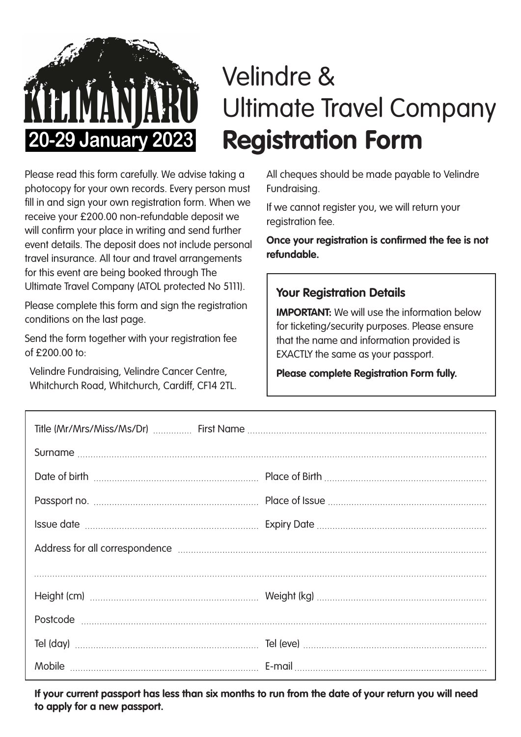KILIMANJARO

20-29 January 2023

# Velindre & Ultimate Travel Company **Registration Form**

Please read this form carefully. We advise taking a photocopy for your own records. Every person must fill in and sign your own registration form. When we receive your £200.00 non-refundable deposit we will confirm your place in writing and send further event details. The deposit does not include personal travel insurance. All tour and travel arrangements for this event are being booked through The Ultimate Travel Company (ATOL protected No 5111).

Please complete this form and sign the registration conditions on the last page.

Send the form together with your registration fee of £200.00 to:

Velindre Fundraising, Velindre Cancer Centre, Whitchurch Road, Whitchurch, Cardiff, CF14 2TL.

All cheques should be made payable to Velindre Fundraising.

If we cannot register you, we will return your registration fee.

**Once your registration is confirmed the fee is not refundable.**

### Your Registration Details

**IMPORTANT:** We will use the information below for ticketing/security purposes. Please ensure that the name and information provided is EXACTLY the same as your passport.

**Please complete Registration Form fully.**

Title (Mr/Mrs/Miss/Ms/Dr) .............. First Name ..........................................................................................

Surname ..........................................................................................................................................................

Date of birth .............................................................. Place of Birth .............................................................

Passport no. .............................................................. Place of Issue ...........................................................

Issue date ................................................................. Expiry Date ...............................................................

Address for all correspondence ....................................................................................................................

..........................................................................................................................................................................

Height (cm) ............................................................... Weight (kg) ...............................................................

Postcode .........................................................................................................................................................

Tel (day) ................................................................... Tel (eve) ....................................................................

Mobile ...................................................................... E-mail ......................................................................

**If your current passport has less than six months to run from the date of your return you will need to apply for a new passport.**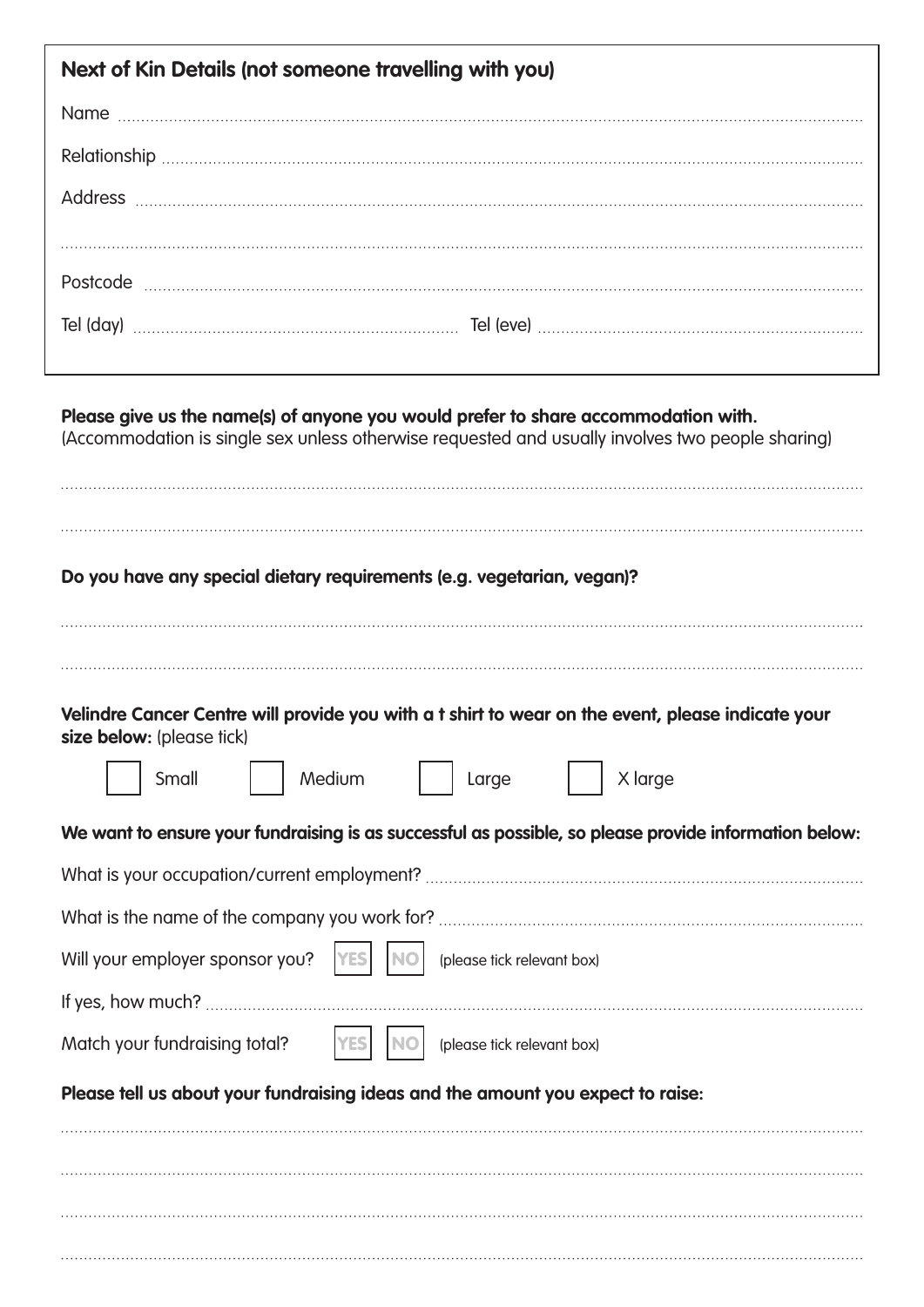## Next of Kin Details (not someone travelling with you)

Name ..............................................................................................................................................

Relationship ..............................................................................................................................................

Address ..............................................................................................................................................

..............................................................................................................................................

Postcode ..............................................................................................................................................

Tel (day) .................................................................... Tel (eve) ....................................................................

**Please give us the name(s) of anyone you would prefer to share accommodation with.**
(Accommodation is single sex unless otherwise requested and usually involves two people sharing)

..............................................................................................................................................

..............................................................................................................................................

**Do you have any special dietary requirements (e.g. vegetarian, vegan)?**

..............................................................................................................................................

..............................................................................................................................................

**Velindre Cancer Centre will provide you with a t shirt to wear on the event, please indicate your size below:** (please tick)

☐ Small ☐ Medium ☐ Large ☐ X large

**We want to ensure your fundraising is as successful as possible, so please provide information below:**

What is your occupation/current employment? ..............................................................................................

What is the name of the company you work for? ..............................................................................................

Will your employer sponsor you? ☐ YES ☐ NO (please tick relevant box)

If yes, how much? ..............................................................................................................................................

Match your fundraising total? ☐ YES ☐ NO (please tick relevant box)

**Please tell us about your fundraising ideas and the amount you expect to raise:**

..............................................................................................................................................

..............................................................................................................................................

..............................................................................................................................................

..............................................................................................................................................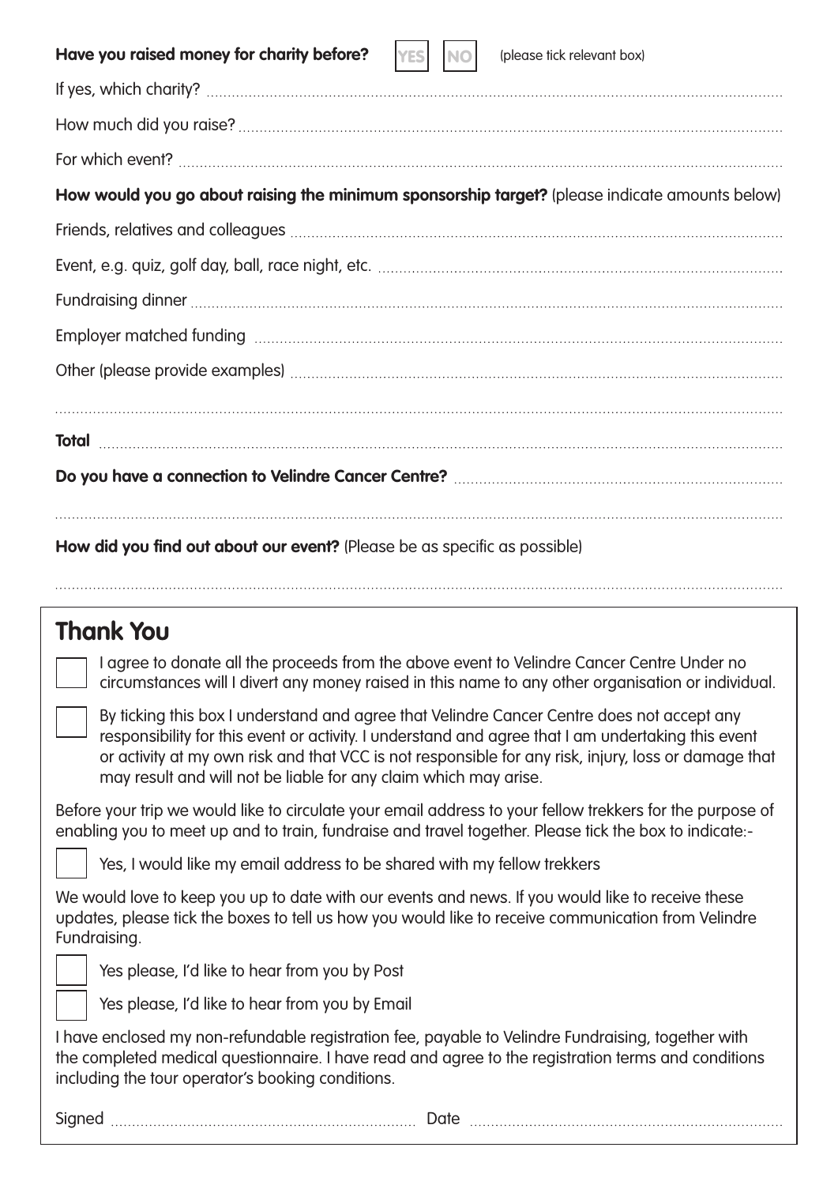**Have you raised money for charity before?** YES NO (please tick relevant box)

If yes, which charity? ..............................................................................................................................

How much did you raise? ..............................................................................................................................

For which event? ..............................................................................................................................

**How would you go about raising the minimum sponsorship target?** (please indicate amounts below)

Friends, relatives and colleagues ..............................................................................................................................

Event, e.g. quiz, golf day, ball, race night, etc. ..............................................................................................................................

Fundraising dinner ..............................................................................................................................

Employer matched funding ..............................................................................................................................

Other (please provide examples) ..............................................................................................................................

..............................................................................................................................

**Total** ..............................................................................................................................

**Do you have a connection to Velindre Cancer Centre?** ..............................................................................................................................

..............................................................................................................................

**How did you find out about our event?** (Please be as specific as possible)

..............................................................................................................................

## Thank You

☐ I agree to donate all the proceeds from the above event to Velindre Cancer Centre Under no circumstances will I divert any money raised in this name to any other organisation or individual.

☐ By ticking this box I understand and agree that Velindre Cancer Centre does not accept any responsibility for this event or activity. I understand and agree that I am undertaking this event or activity at my own risk and that VCC is not responsible for any risk, injury, loss or damage that may result and will not be liable for any claim which may arise.

Before your trip we would like to circulate your email address to your fellow trekkers for the purpose of enabling you to meet up and to train, fundraise and travel together. Please tick the box to indicate:-

☐ Yes, I would like my email address to be shared with my fellow trekkers

We would love to keep you up to date with our events and news. If you would like to receive these updates, please tick the boxes to tell us how you would like to receive communication from Velindre Fundraising.

☐ Yes please, I'd like to hear from you by Post

☐ Yes please, I'd like to hear from you by Email

I have enclosed my non-refundable registration fee, payable to Velindre Fundraising, together with the completed medical questionnaire. I have read and agree to the registration terms and conditions including the tour operator's booking conditions.

Signed .............................................................. Date ..............................................................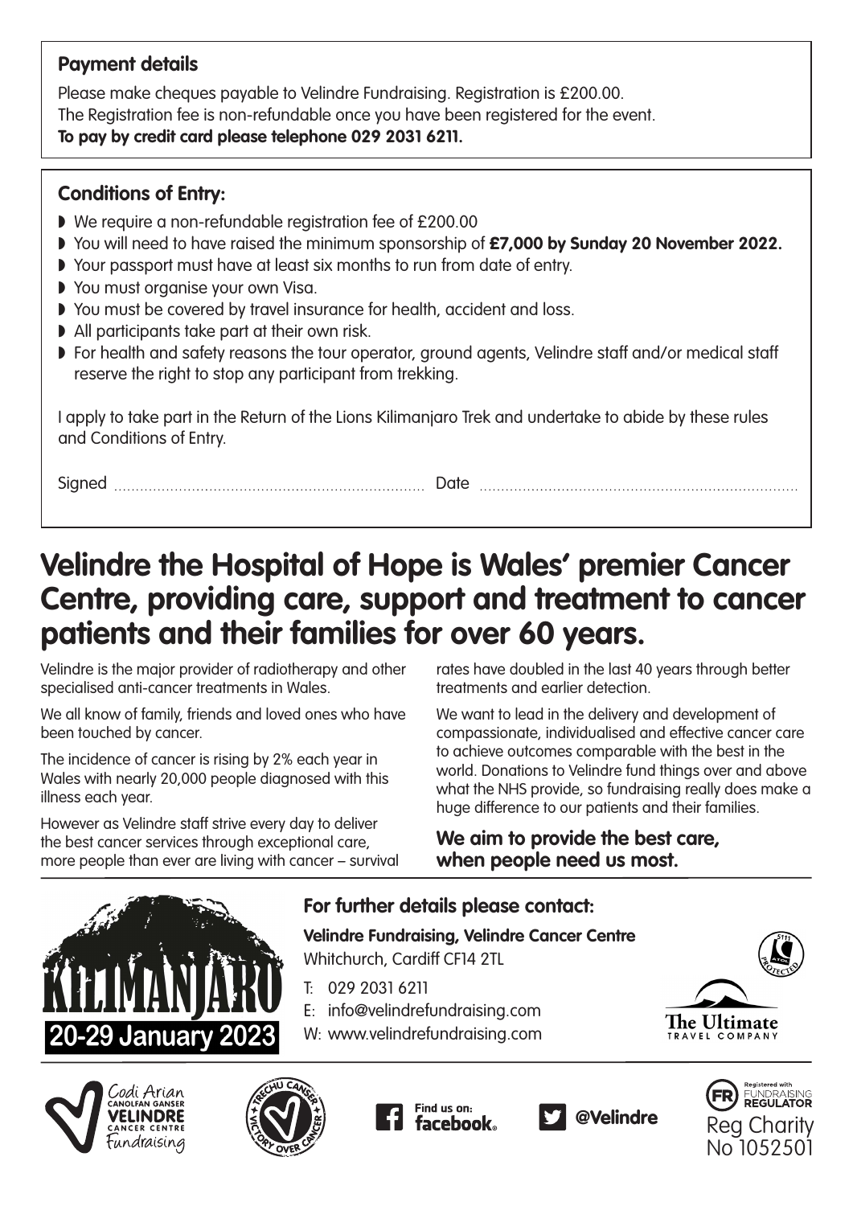## Payment details

Please make cheques payable to Velindre Fundraising. Registration is £200.00.
The Registration fee is non-refundable once you have been registered for the event.
**To pay by credit card please telephone 029 2031 6211.**

## Conditions of Entry:

- We require a non-refundable registration fee of £200.00
- You will need to have raised the minimum sponsorship of **£7,000 by Sunday 20 November 2022.**
- Your passport must have at least six months to run from date of entry.
- You must organise your own Visa.
- You must be covered by travel insurance for health, accident and loss.
- All participants take part at their own risk.
- For health and safety reasons the tour operator, ground agents, Velindre staff and/or medical staff reserve the right to stop any participant from trekking.

I apply to take part in the Return of the Lions Kilimanjaro Trek and undertake to abide by these rules and Conditions of Entry.

Signed .................................................. Date ..................................................

# Velindre the Hospital of Hope is Wales' premier Cancer Centre, providing care, support and treatment to cancer patients and their families for over 60 years.

Velindre is the major provider of radiotherapy and other specialised anti-cancer treatments in Wales.

We all know of family, friends and loved ones who have been touched by cancer.

The incidence of cancer is rising by 2% each year in Wales with nearly 20,000 people diagnosed with this illness each year.

However as Velindre staff strive every day to deliver the best cancer services through exceptional care, more people than ever are living with cancer – survival rates have doubled in the last 40 years through better treatments and earlier detection.

We want to lead in the delivery and development of compassionate, individualised and effective cancer care to achieve outcomes comparable with the best in the world. Donations to Velindre fund things over and above what the NHS provide, so fundraising really does make a huge difference to our patients and their families.

**We aim to provide the best care, when people need us most.**

KILIMANJARO
20-29 January 2023

## For further details please contact:

**Velindre Fundraising, Velindre Cancer Centre**
Whitchurch, Cardiff CF14 2TL

T: 029 2031 6211
E: info@velindrefundraising.com
W: www.velindrefundraising.com

5111 ATOL PROTECTED

The Ultimate Travel Company

Codi Arian Canolfan Ganser Velindre Cancer Centre Fundraising

Trechu Canser Victory Over Cancer

Find us on: facebook

@Velindre

Registered with Fundraising Regulator

Reg Charity No 1052501